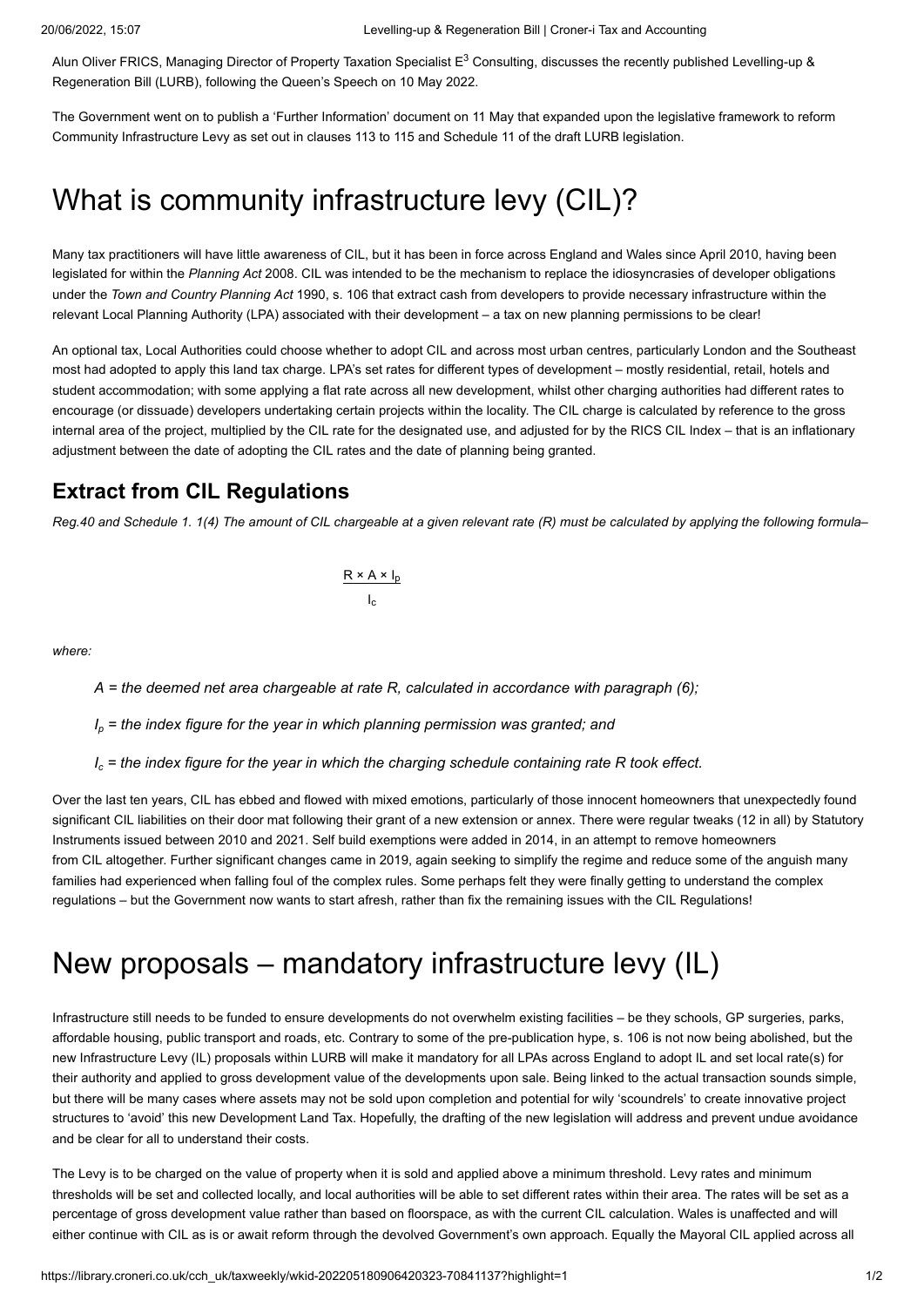Alun Oliver FRICS, Managing Director of Property Taxation Specialist $E^3$ Consulting, discusses the recently published Levelling-up & Regeneration Bill (LURB), following the Queen's Speech on 10 May 2022.

The Government went on to publish a 'Further Information' document on 11 May that expanded upon the legislative framework to reform Community Infrastructure Levy as set out in clauses 113 to 115 and Schedule 11 of the draft LURB legislation.

# What is community infrastructure levy (CIL)?

Many tax practitioners will have little awareness of CIL, but it has been in force across England and Wales since April 2010, having been legislated for within the *Planning Act* 2008. CIL was intended to be the mechanism to replace the idiosyncrasies of developer obligations under the *Town and Country Planning Act* 1990, s. 106 that extract cash from developers to provide necessary infrastructure within the relevant Local Planning Authority (LPA) associated with their development – a tax on new planning permissions to be clear!

An optional tax, Local Authorities could choose whether to adopt CIL and across most urban centres, particularly London and the Southeast most had adopted to apply this land tax charge. LPA's set rates for different types of development – mostly residential, retail, hotels and student accommodation; with some applying a flat rate across all new development, whilst other charging authorities had different rates to encourage (or dissuade) developers undertaking certain projects within the locality. The CIL charge is calculated by reference to the gross internal area of the project, multiplied by the CIL rate for the designated use, and adjusted for by the RICS CIL Index – that is an inflationary adjustment between the date of adopting the CIL rates and the date of planning being granted.

## Extract from CIL Regulations

*Reg.40 and Schedule 1. 1(4) The amount of CIL chargeable at a given relevant rate (R) must be calculated by applying the following formula–*

$$\frac{R \times A \times I_p}{I_c}$$

*where:*

*A = the deemed net area chargeable at rate R, calculated in accordance with paragraph (6);*

*$I_p$ = the index figure for the year in which planning permission was granted; and*

*$I_c$ = the index figure for the year in which the charging schedule containing rate R took effect.*

Over the last ten years, CIL has ebbed and flowed with mixed emotions, particularly of those innocent homeowners that unexpectedly found significant CIL liabilities on their door mat following their grant of a new extension or annex. There were regular tweaks (12 in all) by Statutory Instruments issued between 2010 and 2021. Self build exemptions were added in 2014, in an attempt to remove homeowners from CIL altogether. Further significant changes came in 2019, again seeking to simplify the regime and reduce some of the anguish many families had experienced when falling foul of the complex rules. Some perhaps felt they were finally getting to understand the complex regulations – but the Government now wants to start afresh, rather than fix the remaining issues with the CIL Regulations!

# New proposals – mandatory infrastructure levy (IL)

Infrastructure still needs to be funded to ensure developments do not overwhelm existing facilities – be they schools, GP surgeries, parks, affordable housing, public transport and roads, etc. Contrary to some of the pre-publication hype, s. 106 is not now being abolished, but the new Infrastructure Levy (IL) proposals within LURB will make it mandatory for all LPAs across England to adopt IL and set local rate(s) for their authority and applied to gross development value of the developments upon sale. Being linked to the actual transaction sounds simple, but there will be many cases where assets may not be sold upon completion and potential for wily 'scoundrels' to create innovative project structures to 'avoid' this new Development Land Tax. Hopefully, the drafting of the new legislation will address and prevent undue avoidance and be clear for all to understand their costs.

The Levy is to be charged on the value of property when it is sold and applied above a minimum threshold. Levy rates and minimum thresholds will be set and collected locally, and local authorities will be able to set different rates within their area. The rates will be set as a percentage of gross development value rather than based on floorspace, as with the current CIL calculation. Wales is unaffected and will either continue with CIL as is or await reform through the devolved Government's own approach. Equally the Mayoral CIL applied across all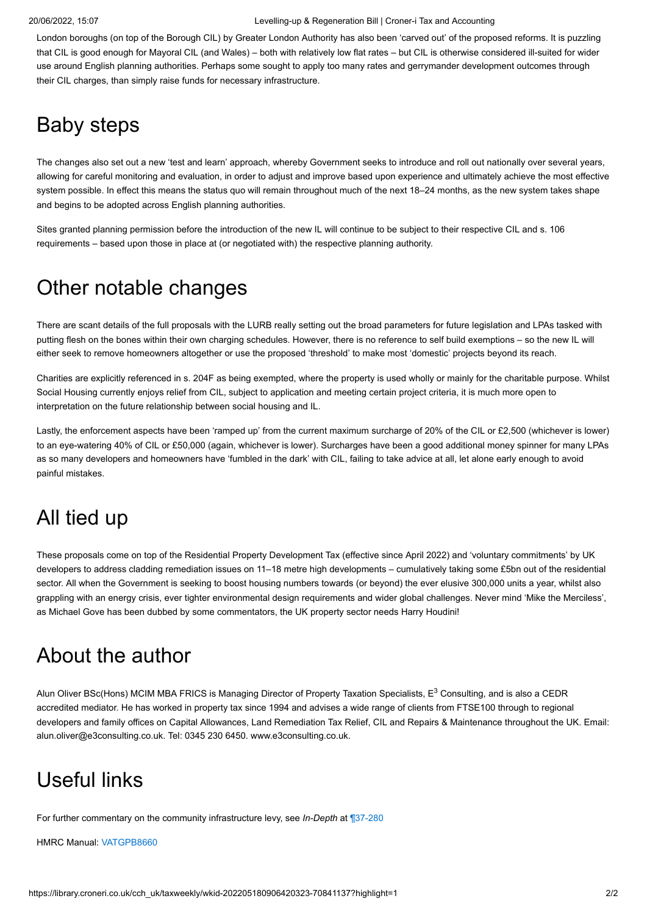London boroughs (on top of the Borough CIL) by Greater London Authority has also been 'carved out' of the proposed reforms. It is puzzling that CIL is good enough for Mayoral CIL (and Wales) – both with relatively low flat rates – but CIL is otherwise considered ill-suited for wider use around English planning authorities. Perhaps some sought to apply too many rates and gerrymander development outcomes through their CIL charges, than simply raise funds for necessary infrastructure.

## Baby steps

The changes also set out a new 'test and learn' approach, whereby Government seeks to introduce and roll out nationally over several years, allowing for careful monitoring and evaluation, in order to adjust and improve based upon experience and ultimately achieve the most effective system possible. In effect this means the status quo will remain throughout much of the next 18–24 months, as the new system takes shape and begins to be adopted across English planning authorities.

Sites granted planning permission before the introduction of the new IL will continue to be subject to their respective CIL and s. 106 requirements – based upon those in place at (or negotiated with) the respective planning authority.

## Other notable changes

There are scant details of the full proposals with the LURB really setting out the broad parameters for future legislation and LPAs tasked with putting flesh on the bones within their own charging schedules. However, there is no reference to self build exemptions – so the new IL will either seek to remove homeowners altogether or use the proposed 'threshold' to make most 'domestic' projects beyond its reach.

Charities are explicitly referenced in s. 204F as being exempted, where the property is used wholly or mainly for the charitable purpose. Whilst Social Housing currently enjoys relief from CIL, subject to application and meeting certain project criteria, it is much more open to interpretation on the future relationship between social housing and IL.

Lastly, the enforcement aspects have been 'ramped up' from the current maximum surcharge of 20% of the CIL or £2,500 (whichever is lower) to an eye-watering 40% of CIL or £50,000 (again, whichever is lower). Surcharges have been a good additional money spinner for many LPAs as so many developers and homeowners have 'fumbled in the dark' with CIL, failing to take advice at all, let alone early enough to avoid painful mistakes.

## All tied up

These proposals come on top of the Residential Property Development Tax (effective since April 2022) and 'voluntary commitments' by UK developers to address cladding remediation issues on 11–18 metre high developments – cumulatively taking some £5bn out of the residential sector. All when the Government is seeking to boost housing numbers towards (or beyond) the ever elusive 300,000 units a year, whilst also grappling with an energy crisis, ever tighter environmental design requirements and wider global challenges. Never mind 'Mike the Merciless', as Michael Gove has been dubbed by some commentators, the UK property sector needs Harry Houdini!

## About the author

Alun Oliver BSc(Hons) MCIM MBA FRICS is Managing Director of Property Taxation Specialists, $E^3$ Consulting, and is also a CEDR accredited mediator. He has worked in property tax since 1994 and advises a wide range of clients from FTSE100 through to regional developers and family offices on Capital Allowances, Land Remediation Tax Relief, CIL and Repairs & Maintenance throughout the UK. Email: alun.oliver@e3consulting.co.uk. Tel: 0345 230 6450. www.e3consulting.co.uk.

## Useful links

For further commentary on the community infrastructure levy, see *In-Depth* at ¶37-280

HMRC Manual: VATGPB8660